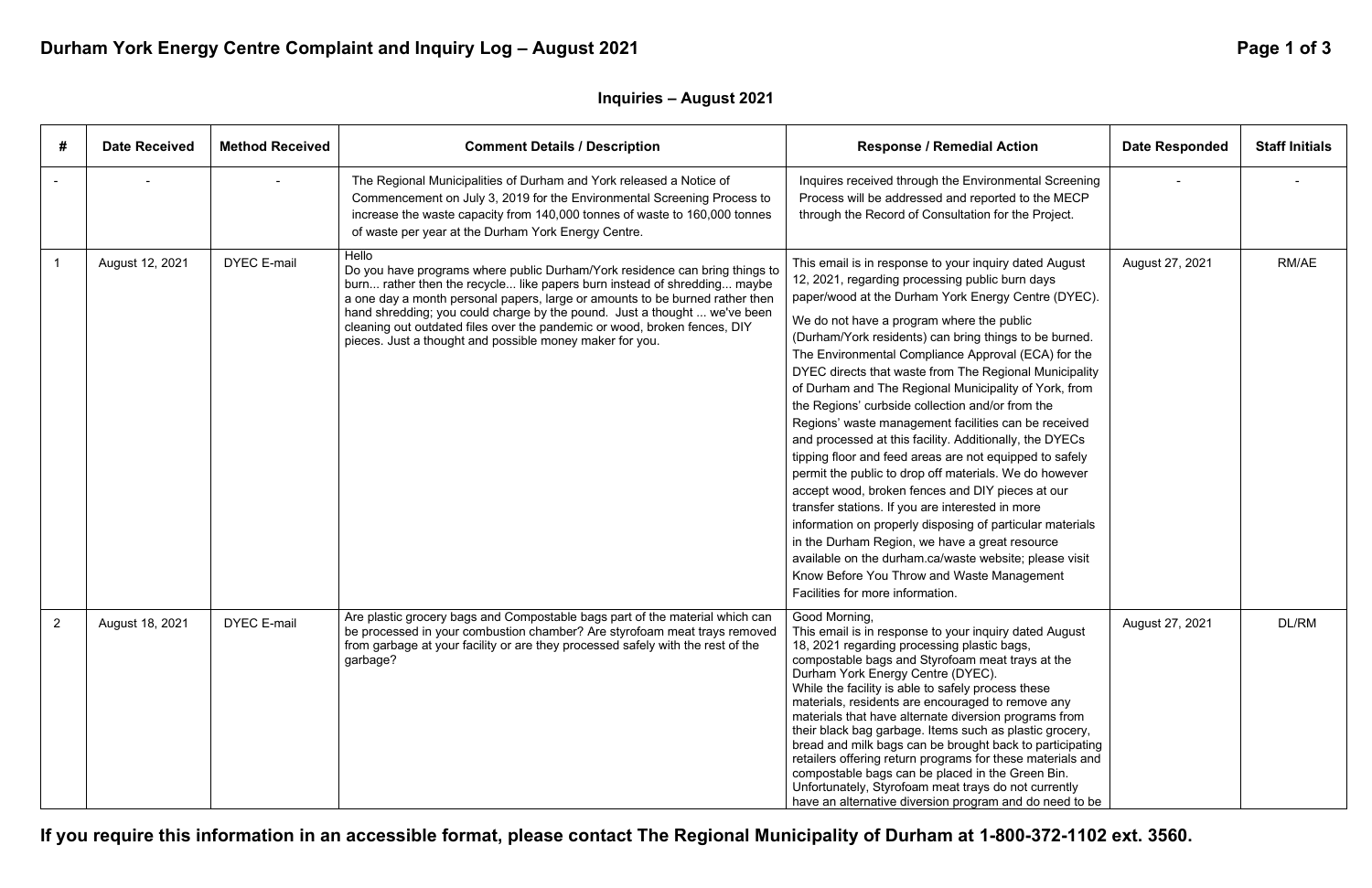# Durham York Energy Centre Complaint and Inquiry Log – August 2021

## Inquiries – August 2021

| # | Date Received | Method Received | Comment Details / Description | Response / Remedial Action | Date Responded | Staff Initials |
|---|---|---|---|---|---|---|
| - | - | - | The Regional Municipalities of Durham and York released a Notice of Commencement on July 3, 2019 for the Environmental Screening Process to increase the waste capacity from 140,000 tonnes of waste to 160,000 tonnes of waste per year at the Durham York Energy Centre. | Inquires received through the Environmental Screening Process will be addressed and reported to the MECP through the Record of Consultation for the Project. | - | - |
| 1 | August 12, 2021 | DYEC E-mail | Hello<br>Do you have programs where public Durham/York residence can bring things to burn... rather then the recycle... like papers burn instead of shredding... maybe a one day a month personal papers, large or amounts to be burned rather then hand shredding; you could charge by the pound. Just a thought ... we've been cleaning out outdated files over the pandemic or wood, broken fences, DIY pieces. Just a thought and possible money maker for you. | This email is in response to your inquiry dated August 12, 2021, regarding processing public burn days paper/wood at the Durham York Energy Centre (DYEC).<br>We do not have a program where the public (Durham/York residents) can bring things to be burned. The Environmental Compliance Approval (ECA) for the DYEC directs that waste from The Regional Municipality of Durham and The Regional Municipality of York, from the Regions' curbside collection and/or from the Regions' waste management facilities can be received and processed at this facility. Additionally, the DYECs tipping floor and feed areas are not equipped to safely permit the public to drop off materials. We do however accept wood, broken fences and DIY pieces at our transfer stations. If you are interested in more information on properly disposing of particular materials in the Durham Region, we have a great resource available on the durham.ca/waste website; please visit Know Before You Throw and Waste Management Facilities for more information. | August 27, 2021 | RM/AE |
| 2 | August 18, 2021 | DYEC E-mail | Are plastic grocery bags and Compostable bags part of the material which can be processed in your combustion chamber? Are styrofoam meat trays removed from garbage at your facility or are they processed safely with the rest of the garbage? | Good Morning,<br>This email is in response to your inquiry dated August 18, 2021 regarding processing plastic bags, compostable bags and Styrofoam meat trays at the Durham York Energy Centre (DYEC).<br>While the facility is able to safely process these materials, residents are encouraged to remove any materials that have alternate diversion programs from their black bag garbage. Items such as plastic grocery, bread and milk bags can be brought back to participating retailers offering return programs for these materials and compostable bags can be placed in the Green Bin. Unfortunately, Styrofoam meat trays do not currently have an alternative diversion program and do need to be | August 27, 2021 | DL/RM |

**If you require this information in an accessible format, please contact The Regional Municipality of Durham at 1-800-372-1102 ext. 3560.**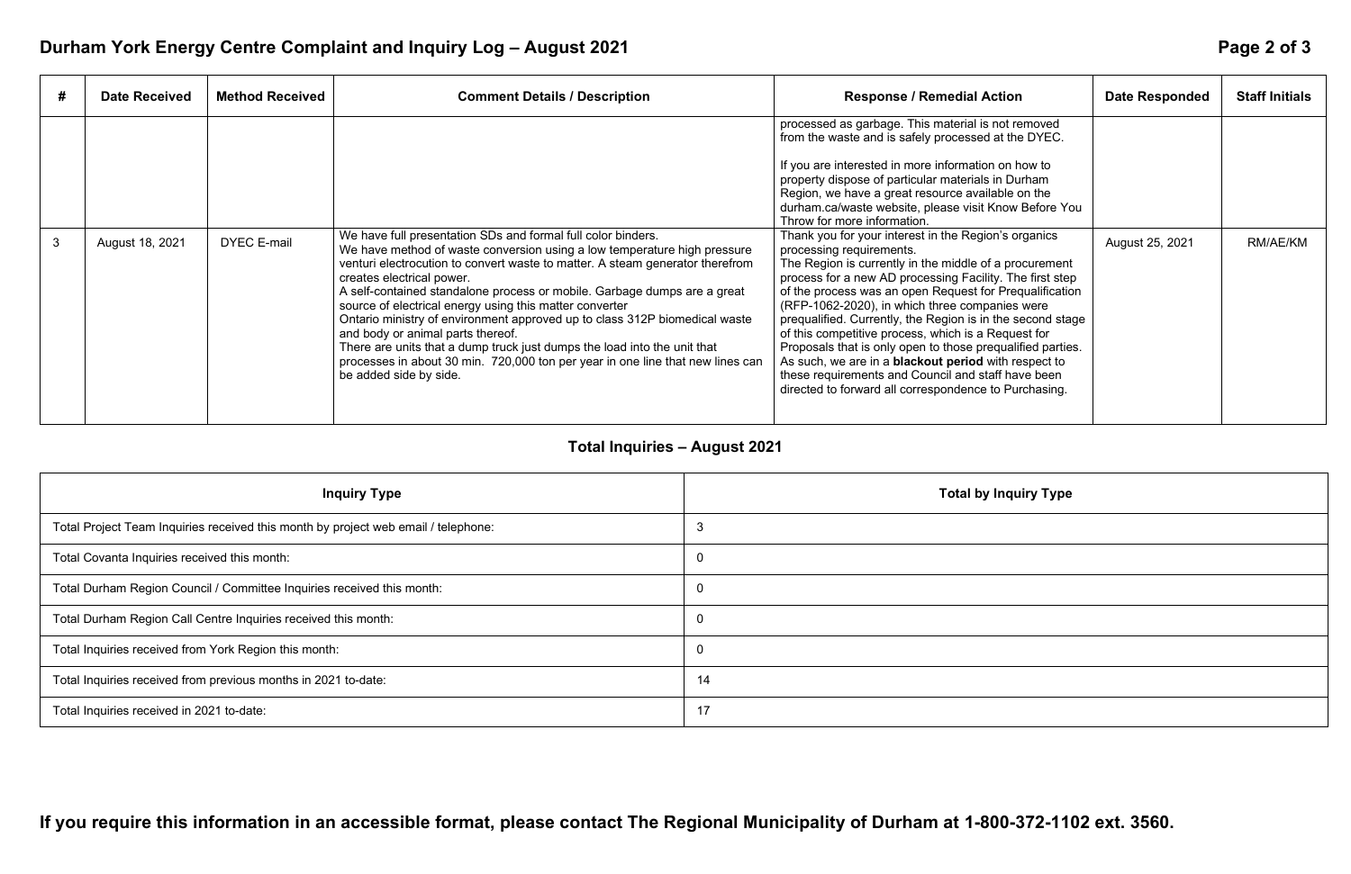| # | Date Received | Method Received | Comment Details / Description | Response / Remedial Action | Date Responded | Staff Initials |
|---|---|---|---|---|---|---|
| | | | | processed as garbage. This material is not removed from the waste and is safely processed at the DYEC.<br><br>If you are interested in more information on how to property dispose of particular materials in Durham Region, we have a great resource available on the durham.ca/waste website, please visit Know Before You Throw for more information. | | |
| 3 | August 18, 2021 | DYEC E-mail | We have full presentation SDs and formal full color binders.<br>We have method of waste conversion using a low temperature high pressure venturi electrocution to convert waste to matter. A steam generator therefrom creates electrical power.<br>A self-contained standalone process or mobile. Garbage dumps are a great source of electrical energy using this matter converter<br>Ontario ministry of environment approved up to class 312P biomedical waste and body or animal parts thereof.<br>There are units that a dump truck just dumps the load into the unit that processes in about 30 min. 720,000 ton per year in one line that new lines can be added side by side. | Thank you for your interest in the Region's organics processing requirements.<br>The Region is currently in the middle of a procurement process for a new AD processing Facility. The first step of the process was an open Request for Prequalification (RFP-1062-2020), in which three companies were prequalified. Currently, the Region is in the second stage of this competitive process, which is a Request for Proposals that is only open to those prequalified parties. As such, we are in a **blackout period** with respect to these requirements and Council and staff have been directed to forward all correspondence to Purchasing. | August 25, 2021 | RM/AE/KM |

## Total Inquiries – August 2021

| Inquiry Type | Total by Inquiry Type |
|---|---|
| Total Project Team Inquiries received this month by project web email / telephone: | 3 |
| Total Covanta Inquiries received this month: | 0 |
| Total Durham Region Council / Committee Inquiries received this month: | 0 |
| Total Durham Region Call Centre Inquiries received this month: | 0 |
| Total Inquiries received from York Region this month: | 0 |
| Total Inquiries received from previous months in 2021 to-date: | 14 |
| Total Inquiries received in 2021 to-date: | 17 |

**If you require this information in an accessible format, please contact The Regional Municipality of Durham at 1-800-372-1102 ext. 3560.**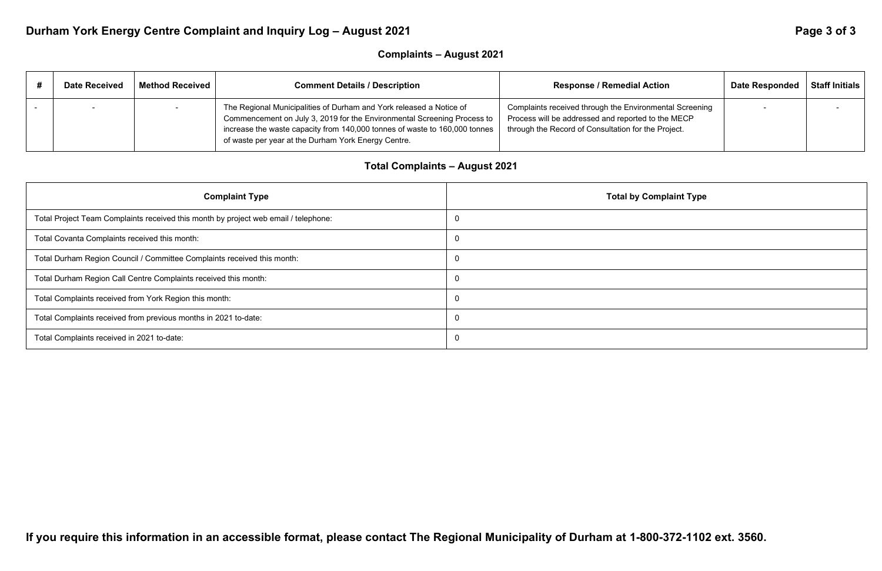# Durham York Energy Centre Complaint and Inquiry Log – August 2021

## Complaints – August 2021

| # | Date Received | Method Received | Comment Details / Description | Response / Remedial Action | Date Responded | Staff Initials |
|---|---|---|---|---|---|---|
| - | - | - | The Regional Municipalities of Durham and York released a Notice of Commencement on July 3, 2019 for the Environmental Screening Process to increase the waste capacity from 140,000 tonnes of waste to 160,000 tonnes of waste per year at the Durham York Energy Centre. | Complaints received through the Environmental Screening Process will be addressed and reported to the MECP through the Record of Consultation for the Project. | - | - |

## Total Complaints – August 2021

| Complaint Type | Total by Complaint Type |
|---|---|
| Total Project Team Complaints received this month by project web email / telephone: | 0 |
| Total Covanta Complaints received this month: | 0 |
| Total Durham Region Council / Committee Complaints received this month: | 0 |
| Total Durham Region Call Centre Complaints received this month: | 0 |
| Total Complaints received from York Region this month: | 0 |
| Total Complaints received from previous months in 2021 to-date: | 0 |
| Total Complaints received in 2021 to-date: | 0 |

**If you require this information in an accessible format, please contact The Regional Municipality of Durham at 1-800-372-1102 ext. 3560.**